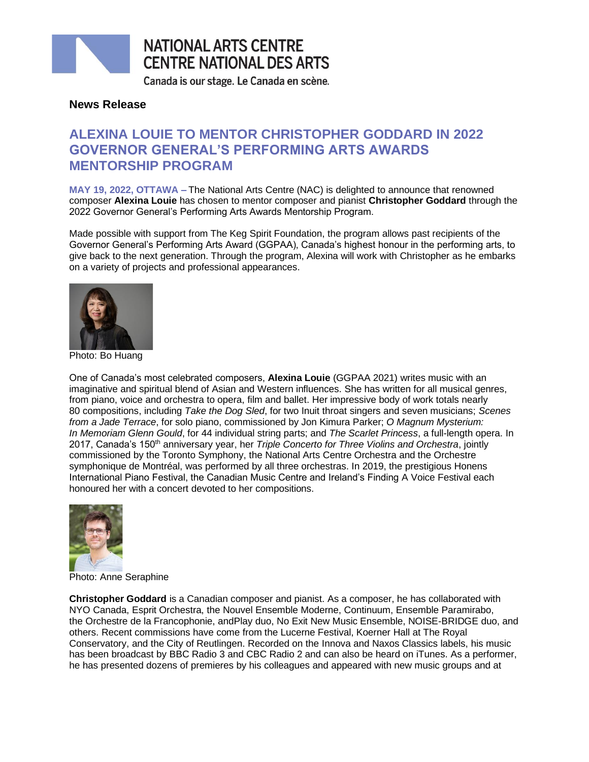NATIONAL ARTS CENTRE
CENTRE NATIONAL DES ARTS
Canada is our stage. Le Canada en scène.

**News Release**

# ALEXINA LOUIE TO MENTOR CHRISTOPHER GODDARD IN 2022 GOVERNOR GENERAL'S PERFORMING ARTS AWARDS MENTORSHIP PROGRAM

**MAY 19, 2022, OTTAWA –** The National Arts Centre (NAC) is delighted to announce that renowned composer **Alexina Louie** has chosen to mentor composer and pianist **Christopher Goddard** through the 2022 Governor General's Performing Arts Awards Mentorship Program.

Made possible with support from The Keg Spirit Foundation, the program allows past recipients of the Governor General's Performing Arts Award (GGPAA), Canada's highest honour in the performing arts, to give back to the next generation. Through the program, Alexina will work with Christopher as he embarks on a variety of projects and professional appearances.

Photo: Bo Huang

One of Canada's most celebrated composers, **Alexina Louie** (GGPAA 2021) writes music with an imaginative and spiritual blend of Asian and Western influences. She has written for all musical genres, from piano, voice and orchestra to opera, film and ballet. Her impressive body of work totals nearly 80 compositions, including *Take the Dog Sled*, for two Inuit throat singers and seven musicians; *Scenes from a Jade Terrace*, for solo piano, commissioned by Jon Kimura Parker; *O Magnum Mysterium: In Memoriam Glenn Gould*, for 44 individual string parts; and *The Scarlet Princess*, a full-length opera. In 2017, Canada's 150th anniversary year, her *Triple Concerto for Three Violins and Orchestra*, jointly commissioned by the Toronto Symphony, the National Arts Centre Orchestra and the Orchestre symphonique de Montréal, was performed by all three orchestras. In 2019, the prestigious Honens International Piano Festival, the Canadian Music Centre and Ireland's Finding A Voice Festival each honoured her with a concert devoted to her compositions.

Photo: Anne Seraphine

**Christopher Goddard** is a Canadian composer and pianist. As a composer, he has collaborated with NYO Canada, Esprit Orchestra, the Nouvel Ensemble Moderne, Continuum, Ensemble Paramirabo, the Orchestre de la Francophonie, andPlay duo, No Exit New Music Ensemble, NOISE-BRIDGE duo, and others. Recent commissions have come from the Lucerne Festival, Koerner Hall at The Royal Conservatory, and the City of Reutlingen. Recorded on the Innova and Naxos Classics labels, his music has been broadcast by BBC Radio 3 and CBC Radio 2 and can also be heard on iTunes. As a performer, he has presented dozens of premieres by his colleagues and appeared with new music groups and at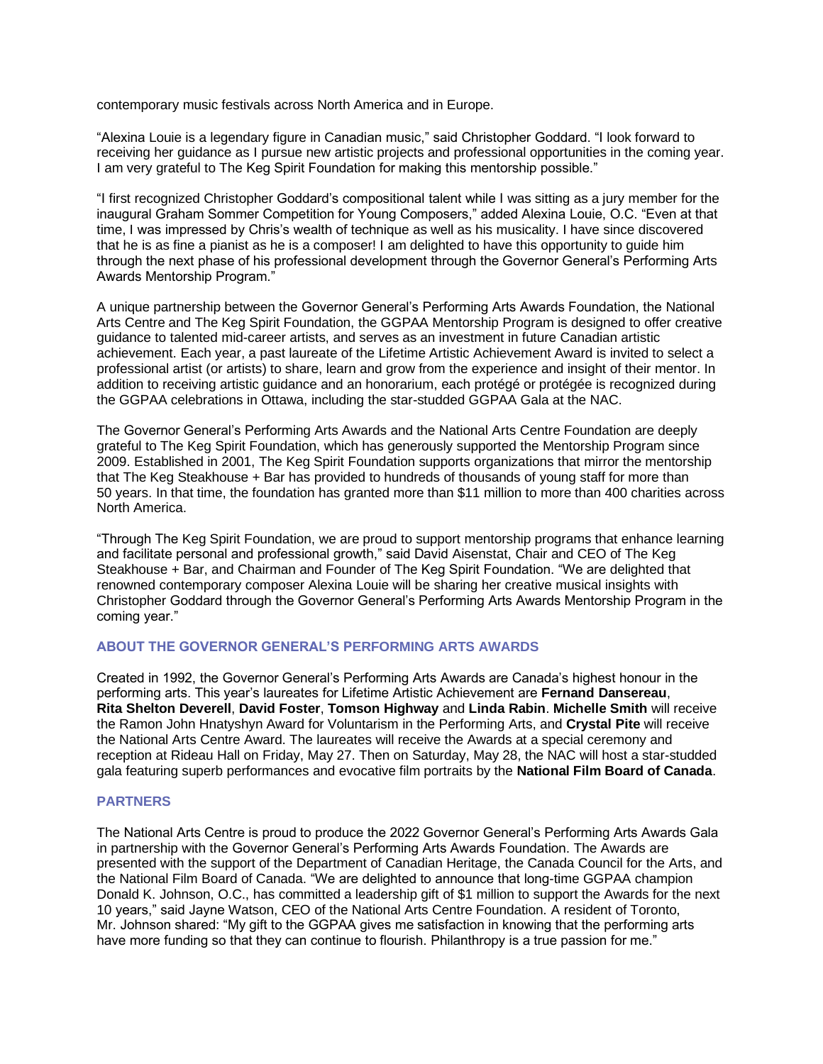contemporary music festivals across North America and in Europe.

"Alexina Louie is a legendary figure in Canadian music," said Christopher Goddard. "I look forward to receiving her guidance as I pursue new artistic projects and professional opportunities in the coming year. I am very grateful to The Keg Spirit Foundation for making this mentorship possible."

"I first recognized Christopher Goddard's compositional talent while I was sitting as a jury member for the inaugural Graham Sommer Competition for Young Composers," added Alexina Louie, O.C. "Even at that time, I was impressed by Chris's wealth of technique as well as his musicality. I have since discovered that he is as fine a pianist as he is a composer! I am delighted to have this opportunity to guide him through the next phase of his professional development through the Governor General's Performing Arts Awards Mentorship Program."

A unique partnership between the Governor General's Performing Arts Awards Foundation, the National Arts Centre and The Keg Spirit Foundation, the GGPAA Mentorship Program is designed to offer creative guidance to talented mid-career artists, and serves as an investment in future Canadian artistic achievement. Each year, a past laureate of the Lifetime Artistic Achievement Award is invited to select a professional artist (or artists) to share, learn and grow from the experience and insight of their mentor. In addition to receiving artistic guidance and an honorarium, each protégé or protégée is recognized during the GGPAA celebrations in Ottawa, including the star-studded GGPAA Gala at the NAC.

The Governor General's Performing Arts Awards and the National Arts Centre Foundation are deeply grateful to The Keg Spirit Foundation, which has generously supported the Mentorship Program since 2009. Established in 2001, The Keg Spirit Foundation supports organizations that mirror the mentorship that The Keg Steakhouse + Bar has provided to hundreds of thousands of young staff for more than 50 years. In that time, the foundation has granted more than $11 million to more than 400 charities across North America.

"Through The Keg Spirit Foundation, we are proud to support mentorship programs that enhance learning and facilitate personal and professional growth," said David Aisenstat, Chair and CEO of The Keg Steakhouse + Bar, and Chairman and Founder of The Keg Spirit Foundation. "We are delighted that renowned contemporary composer Alexina Louie will be sharing her creative musical insights with Christopher Goddard through the Governor General's Performing Arts Awards Mentorship Program in the coming year."

## ABOUT THE GOVERNOR GENERAL'S PERFORMING ARTS AWARDS

Created in 1992, the Governor General's Performing Arts Awards are Canada's highest honour in the performing arts. This year's laureates for Lifetime Artistic Achievement are **Fernand Dansereau**, **Rita Shelton Deverell**, **David Foster**, **Tomson Highway** and **Linda Rabin**. **Michelle Smith** will receive the Ramon John Hnatyshyn Award for Voluntarism in the Performing Arts, and **Crystal Pite** will receive the National Arts Centre Award. The laureates will receive the Awards at a special ceremony and reception at Rideau Hall on Friday, May 27. Then on Saturday, May 28, the NAC will host a star-studded gala featuring superb performances and evocative film portraits by the **National Film Board of Canada**.

## PARTNERS

The National Arts Centre is proud to produce the 2022 Governor General's Performing Arts Awards Gala in partnership with the Governor General's Performing Arts Awards Foundation. The Awards are presented with the support of the Department of Canadian Heritage, the Canada Council for the Arts, and the National Film Board of Canada. "We are delighted to announce that long-time GGPAA champion Donald K. Johnson, O.C., has committed a leadership gift of $1 million to support the Awards for the next 10 years," said Jayne Watson, CEO of the National Arts Centre Foundation. A resident of Toronto, Mr. Johnson shared: "My gift to the GGPAA gives me satisfaction in knowing that the performing arts have more funding so that they can continue to flourish. Philanthropy is a true passion for me."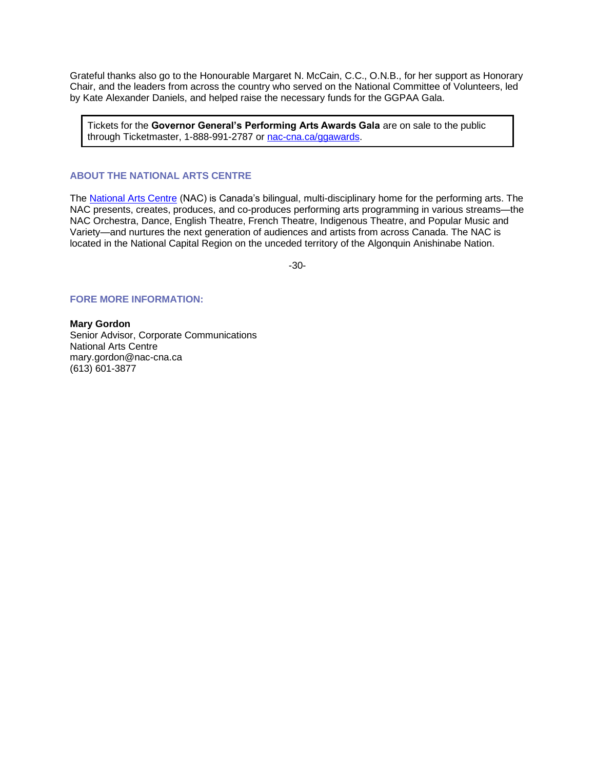Grateful thanks also go to the Honourable Margaret N. McCain, C.C., O.N.B., for her support as Honorary Chair, and the leaders from across the country who served on the National Committee of Volunteers, led by Kate Alexander Daniels, and helped raise the necessary funds for the GGPAA Gala.

> Tickets for the **Governor General's Performing Arts Awards Gala** are on sale to the public through Ticketmaster, 1-888-991-2787 or [nac-cna.ca/ggawards](nac-cna.ca/ggawards).

## ABOUT THE NATIONAL ARTS CENTRE

The [National Arts Centre](National Arts Centre) (NAC) is Canada's bilingual, multi-disciplinary home for the performing arts. The NAC presents, creates, produces, and co-produces performing arts programming in various streams—the NAC Orchestra, Dance, English Theatre, French Theatre, Indigenous Theatre, and Popular Music and Variety—and nurtures the next generation of audiences and artists from across Canada. The NAC is located in the National Capital Region on the unceded territory of the Algonquin Anishinabe Nation.

-30-

## FORE MORE INFORMATION:

**Mary Gordon**
Senior Advisor, Corporate Communications
National Arts Centre
mary.gordon@nac-cna.ca
(613) 601-3877